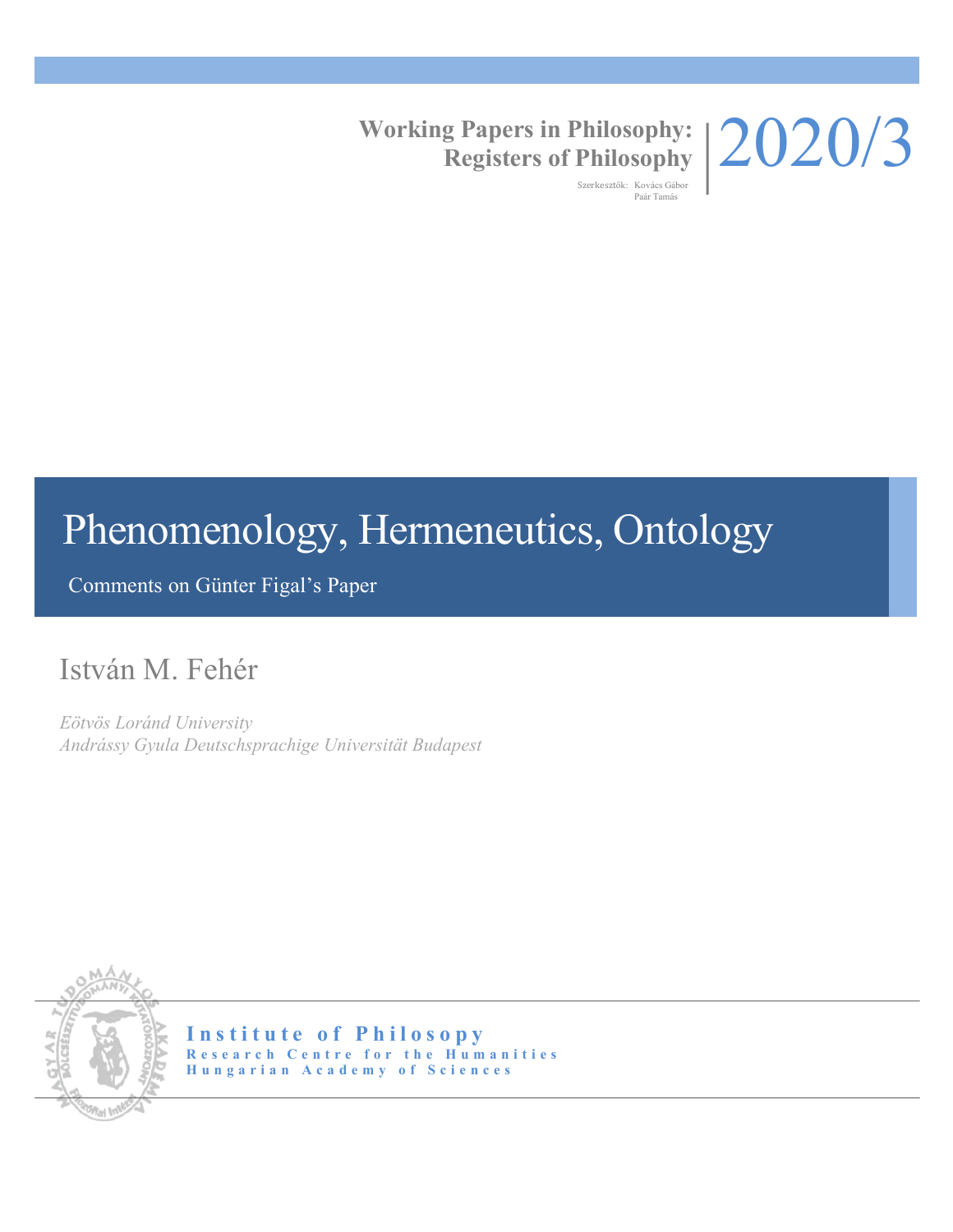Working Papers in Philosophy:
Registers of Philosophy

Szerkesztők: Kovács Gábor
Paár Tamás

2020/3

# Phenomenology, Hermeneutics, Ontology

Comments on Günter Figal's Paper

István M. Fehér

*Eötvös Loránd University*
*Andrássy Gyula Deutschsprachige Universität Budapest*

**Institute of Philosophy**
**Research Centre for the Humanities**
**Hungarian Academy of Sciences**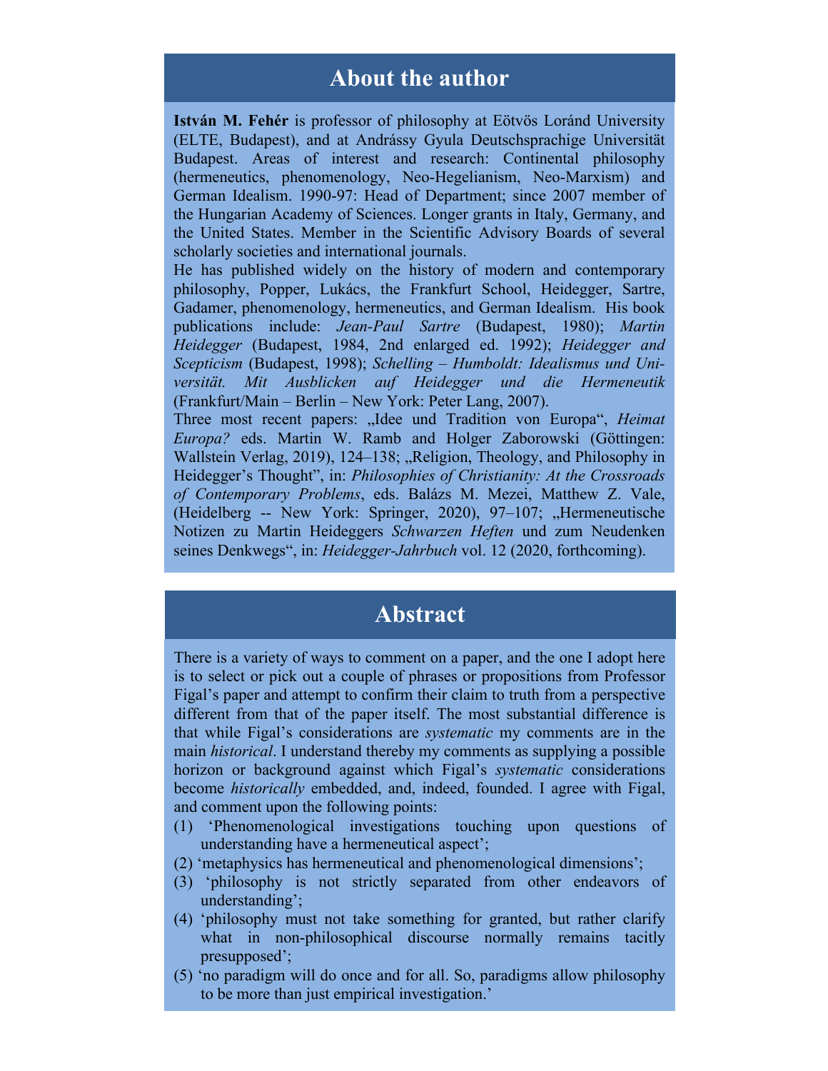## About the author

**István M. Fehér** is professor of philosophy at Eötvös Loránd University (ELTE, Budapest), and at Andrássy Gyula Deutschsprachige Universität Budapest. Areas of interest and research: Continental philosophy (hermeneutics, phenomenology, Neo-Hegelianism, Neo-Marxism) and German Idealism. 1990-97: Head of Department; since 2007 member of the Hungarian Academy of Sciences. Longer grants in Italy, Germany, and the United States. Member in the Scientific Advisory Boards of several scholarly societies and international journals.

He has published widely on the history of modern and contemporary philosophy, Popper, Lukács, the Frankfurt School, Heidegger, Sartre, Gadamer, phenomenology, hermeneutics, and German Idealism. His book publications include: *Jean-Paul Sartre* (Budapest, 1980); *Martin Heidegger* (Budapest, 1984, 2nd enlarged ed. 1992); *Heidegger and Scepticism* (Budapest, 1998); *Schelling – Humboldt: Idealismus und Universität. Mit Ausblicken auf Heidegger und die Hermeneutik* (Frankfurt/Main – Berlin – New York: Peter Lang, 2007).

Three most recent papers: „Idee und Tradition von Europa", *Heimat Europa?* eds. Martin W. Ramb and Holger Zaborowski (Göttingen: Wallstein Verlag, 2019), 124–138; „Religion, Theology, and Philosophy in Heidegger's Thought", in: *Philosophies of Christianity: At the Crossroads of Contemporary Problems*, eds. Balázs M. Mezei, Matthew Z. Vale, (Heidelberg -- New York: Springer, 2020), 97–107; „Hermeneutische Notizen zu Martin Heideggers *Schwarzen Heften* und zum Neudenken seines Denkwegs", in: *Heidegger-Jahrbuch* vol. 12 (2020, forthcoming).

## Abstract

There is a variety of ways to comment on a paper, and the one I adopt here is to select or pick out a couple of phrases or propositions from Professor Figal's paper and attempt to confirm their claim to truth from a perspective different from that of the paper itself. The most substantial difference is that while Figal's considerations are *systematic* my comments are in the main *historical*. I understand thereby my comments as supplying a possible horizon or background against which Figal's *systematic* considerations become *historically* embedded, and, indeed, founded. I agree with Figal, and comment upon the following points:

(1) 'Phenomenological investigations touching upon questions of understanding have a hermeneutical aspect';
(2) 'metaphysics has hermeneutical and phenomenological dimensions';
(3) 'philosophy is not strictly separated from other endeavors of understanding';
(4) 'philosophy must not take something for granted, but rather clarify what in non-philosophical discourse normally remains tacitly presupposed';
(5) 'no paradigm will do once and for all. So, paradigms allow philosophy to be more than just empirical investigation.'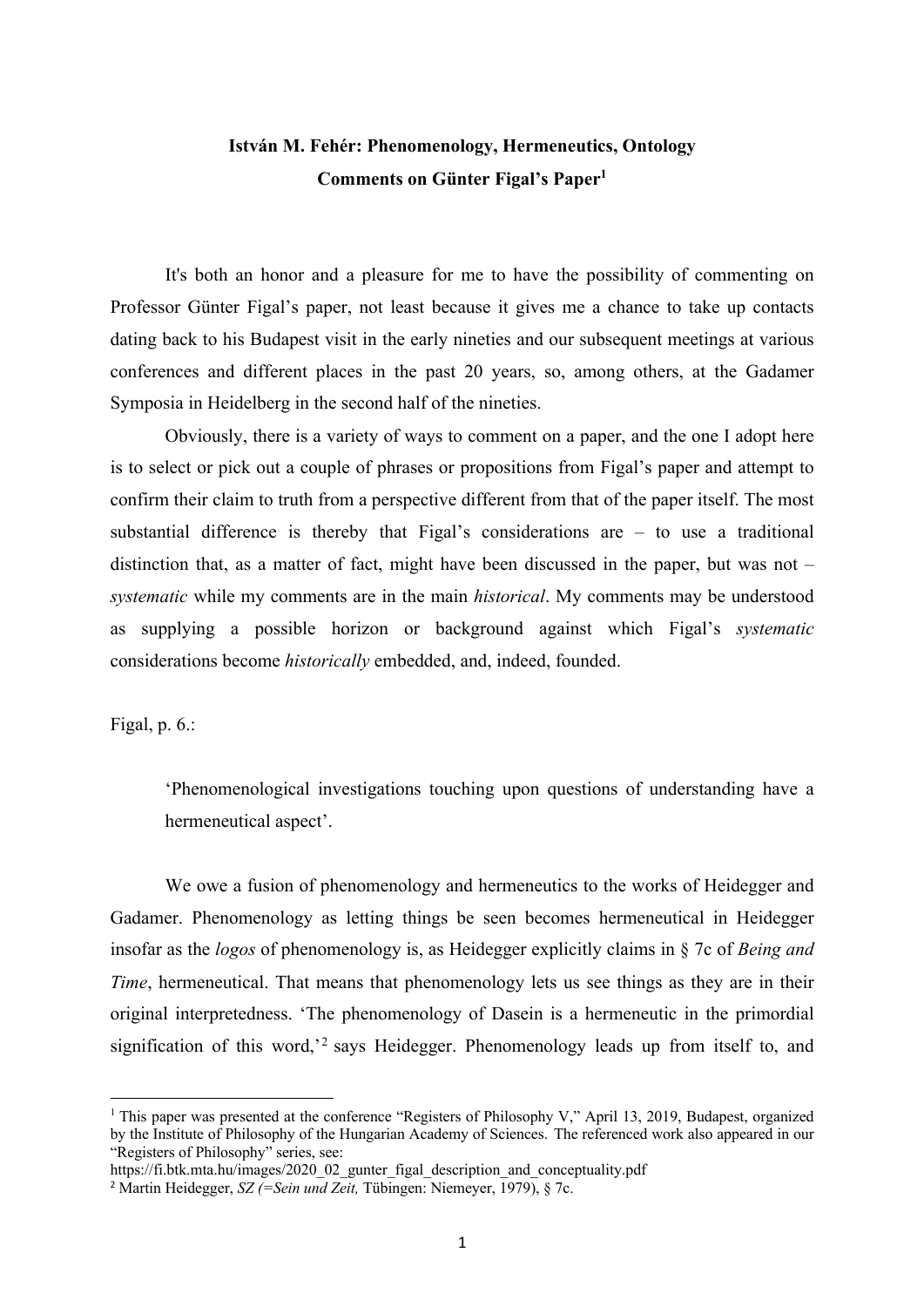**István M. Fehér: Phenomenology, Hermeneutics, Ontology**
**Comments on Günter Figal's Paper**[1]

It's both an honor and a pleasure for me to have the possibility of commenting on Professor Günter Figal's paper, not least because it gives me a chance to take up contacts dating back to his Budapest visit in the early nineties and our subsequent meetings at various conferences and different places in the past 20 years, so, among others, at the Gadamer Symposia in Heidelberg in the second half of the nineties.

Obviously, there is a variety of ways to comment on a paper, and the one I adopt here is to select or pick out a couple of phrases or propositions from Figal's paper and attempt to confirm their claim to truth from a perspective different from that of the paper itself. The most substantial difference is thereby that Figal's considerations are – to use a traditional distinction that, as a matter of fact, might have been discussed in the paper, but was not – *systematic* while my comments are in the main *historical*. My comments may be understood as supplying a possible horizon or background against which Figal's *systematic* considerations become *historically* embedded, and, indeed, founded.

Figal, p. 6.:

> 'Phenomenological investigations touching upon questions of understanding have a hermeneutical aspect'.

We owe a fusion of phenomenology and hermeneutics to the works of Heidegger and Gadamer. Phenomenology as letting things be seen becomes hermeneutical in Heidegger insofar as the *logos* of phenomenology is, as Heidegger explicitly claims in § 7c of *Being and Time*, hermeneutical. That means that phenomenology lets us see things as they are in their original interpretedness. 'The phenomenology of Dasein is a hermeneutic in the primordial signification of this word,'[2] says Heidegger. Phenomenology leads up from itself to, and

---

[1] This paper was presented at the conference "Registers of Philosophy V," April 13, 2019, Budapest, organized by the Institute of Philosophy of the Hungarian Academy of Sciences. The referenced work also appeared in our "Registers of Philosophy" series, see: https://fi.btk.mta.hu/images/2020_02_gunter_figal_description_and_conceptuality.pdf

[2] Martin Heidegger, *SZ (=Sein und Zeit,* Tübingen: Niemeyer, 1979), § 7c.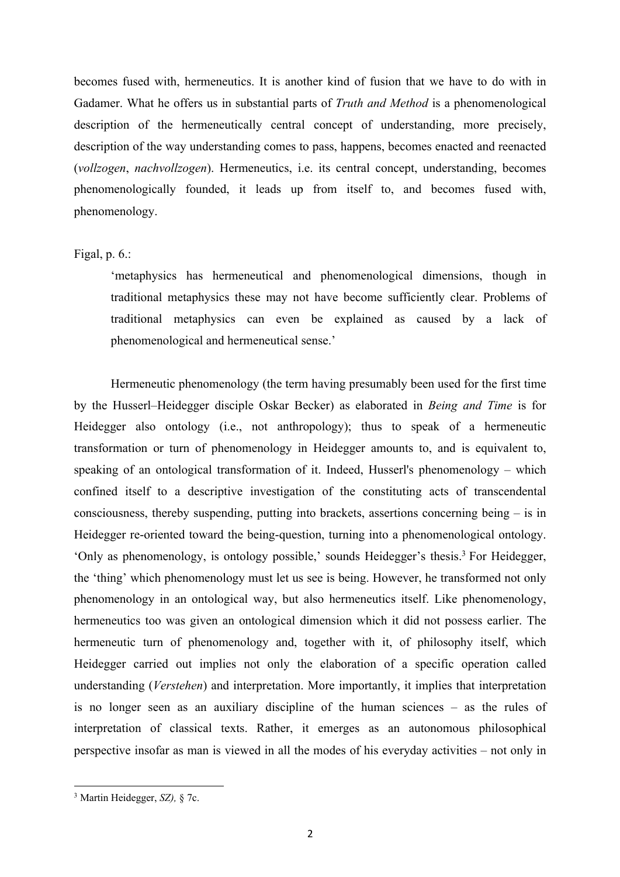becomes fused with, hermeneutics. It is another kind of fusion that we have to do with in Gadamer. What he offers us in substantial parts of *Truth and Method* is a phenomenological description of the hermeneutically central concept of understanding, more precisely, description of the way understanding comes to pass, happens, becomes enacted and reenacted (*vollzogen*, *nachvollzogen*). Hermeneutics, i.e. its central concept, understanding, becomes phenomenologically founded, it leads up from itself to, and becomes fused with, phenomenology.

Figal, p. 6.:

> 'metaphysics has hermeneutical and phenomenological dimensions, though in traditional metaphysics these may not have become sufficiently clear. Problems of traditional metaphysics can even be explained as caused by a lack of phenomenological and hermeneutical sense.'

Hermeneutic phenomenology (the term having presumably been used for the first time by the Husserl–Heidegger disciple Oskar Becker) as elaborated in *Being and Time* is for Heidegger also ontology (i.e., not anthropology); thus to speak of a hermeneutic transformation or turn of phenomenology in Heidegger amounts to, and is equivalent to, speaking of an ontological transformation of it. Indeed, Husserl's phenomenology – which confined itself to a descriptive investigation of the constituting acts of transcendental consciousness, thereby suspending, putting into brackets, assertions concerning being – is in Heidegger re-oriented toward the being-question, turning into a phenomenological ontology. 'Only as phenomenology, is ontology possible,' sounds Heidegger's thesis.[3] For Heidegger, the 'thing' which phenomenology must let us see is being. However, he transformed not only phenomenology in an ontological way, but also hermeneutics itself. Like phenomenology, hermeneutics too was given an ontological dimension which it did not possess earlier. The hermeneutic turn of phenomenology and, together with it, of philosophy itself, which Heidegger carried out implies not only the elaboration of a specific operation called understanding (*Verstehen*) and interpretation. More importantly, it implies that interpretation is no longer seen as an auxiliary discipline of the human sciences – as the rules of interpretation of classical texts. Rather, it emerges as an autonomous philosophical perspective insofar as man is viewed in all the modes of his everyday activities – not only in

[3] Martin Heidegger, *SZ),* § 7c.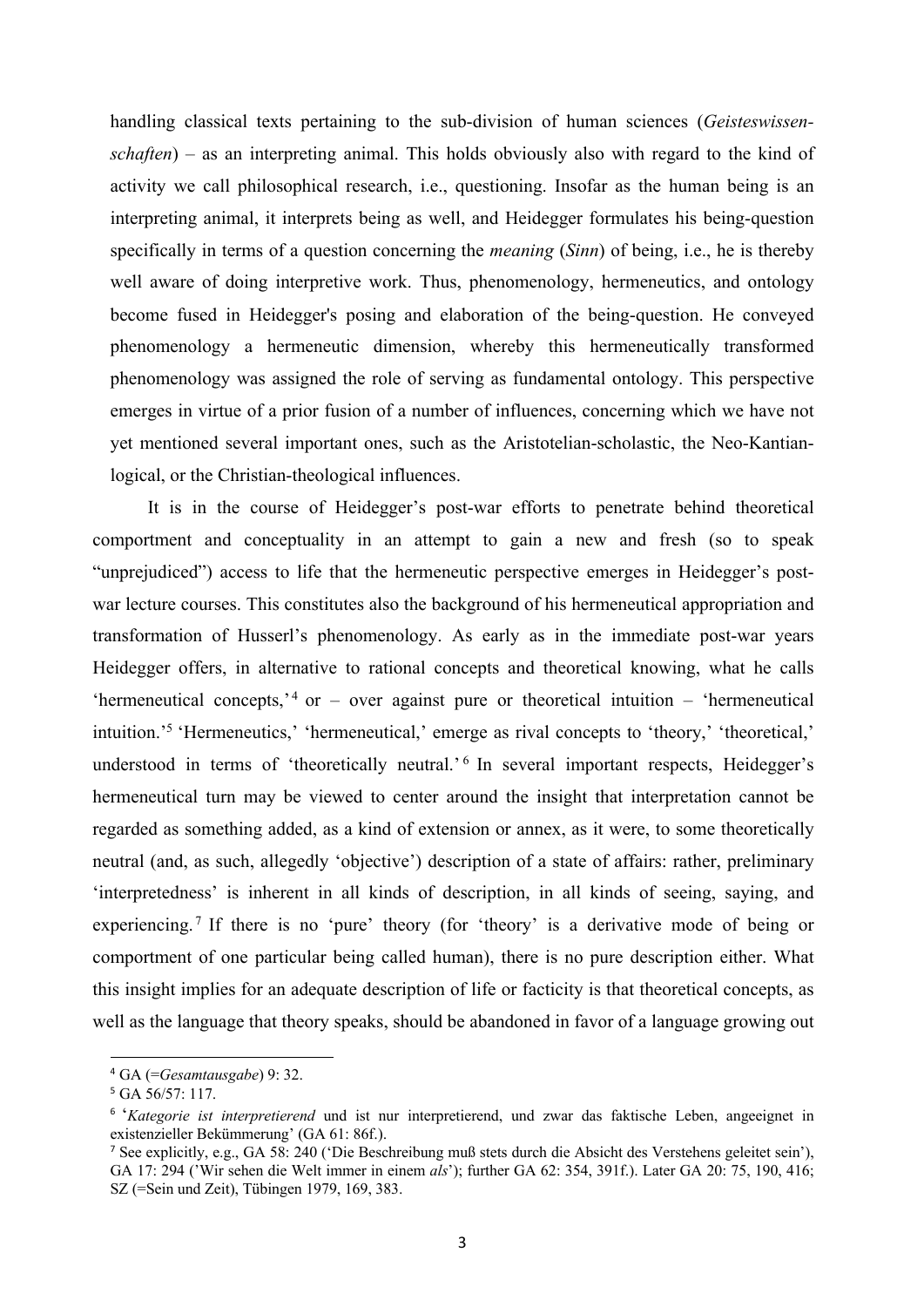handling classical texts pertaining to the sub-division of human sciences (*Geisteswissenschaften*) – as an interpreting animal. This holds obviously also with regard to the kind of activity we call philosophical research, i.e., questioning. Insofar as the human being is an interpreting animal, it interprets being as well, and Heidegger formulates his being-question specifically in terms of a question concerning the *meaning* (*Sinn*) of being, i.e., he is thereby well aware of doing interpretive work. Thus, phenomenology, hermeneutics, and ontology become fused in Heidegger's posing and elaboration of the being-question. He conveyed phenomenology a hermeneutic dimension, whereby this hermeneutically transformed phenomenology was assigned the role of serving as fundamental ontology. This perspective emerges in virtue of a prior fusion of a number of influences, concerning which we have not yet mentioned several important ones, such as the Aristotelian-scholastic, the Neo-Kantian-logical, or the Christian-theological influences.

It is in the course of Heidegger's post-war efforts to penetrate behind theoretical comportment and conceptuality in an attempt to gain a new and fresh (so to speak "unprejudiced") access to life that the hermeneutic perspective emerges in Heidegger's post-war lecture courses. This constitutes also the background of his hermeneutical appropriation and transformation of Husserl's phenomenology. As early as in the immediate post-war years Heidegger offers, in alternative to rational concepts and theoretical knowing, what he calls 'hermeneutical concepts,'[4] or – over against pure or theoretical intuition – 'hermeneutical intuition.'[5] 'Hermeneutics,' 'hermeneutical,' emerge as rival concepts to 'theory,' 'theoretical,' understood in terms of 'theoretically neutral.'[6] In several important respects, Heidegger's hermeneutical turn may be viewed to center around the insight that interpretation cannot be regarded as something added, as a kind of extension or annex, as it were, to some theoretically neutral (and, as such, allegedly 'objective') description of a state of affairs: rather, preliminary 'interpretedness' is inherent in all kinds of description, in all kinds of seeing, saying, and experiencing.[7] If there is no 'pure' theory (for 'theory' is a derivative mode of being or comportment of one particular being called human), there is no pure description either. What this insight implies for an adequate description of life or facticity is that theoretical concepts, as well as the language that theory speaks, should be abandoned in favor of a language growing out

---

[4] GA (=*Gesamtausgabe*) 9: 32.

[5] GA 56/57: 117.

[6] '*Kategorie ist interpretierend* und ist nur interpretierend, und zwar das faktische Leben, angeeignet in existenzieller Bekümmerung' (GA 61: 86f.).

[7] See explicitly, e.g., GA 58: 240 ('Die Beschreibung muß stets durch die Absicht des Verstehens geleitet sein'), GA 17: 294 ('Wir sehen die Welt immer in einem *als*'); further GA 62: 354, 391f.). Later GA 20: 75, 190, 416; SZ (=Sein und Zeit), Tübingen 1979, 169, 383.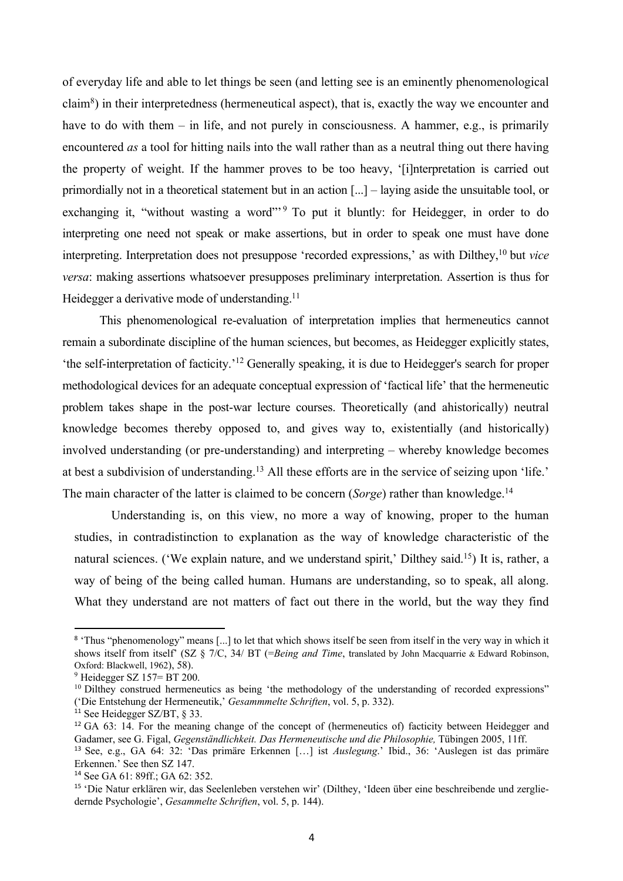of everyday life and able to let things be seen (and letting see is an eminently phenomenological claim[8]) in their interpretedness (hermeneutical aspect), that is, exactly the way we encounter and have to do with them – in life, and not purely in consciousness. A hammer, e.g., is primarily encountered *as* a tool for hitting nails into the wall rather than as a neutral thing out there having the property of weight. If the hammer proves to be too heavy, '[i]nterpretation is carried out primordially not in a theoretical statement but in an action [...] – laying aside the unsuitable tool, or exchanging it, "without wasting a word"'[9] To put it bluntly: for Heidegger, in order to do interpreting one need not speak or make assertions, but in order to speak one must have done interpreting. Interpretation does not presuppose 'recorded expressions,' as with Dilthey,[10] but *vice versa*: making assertions whatsoever presupposes preliminary interpretation. Assertion is thus for Heidegger a derivative mode of understanding.[11]

This phenomenological re-evaluation of interpretation implies that hermeneutics cannot remain a subordinate discipline of the human sciences, but becomes, as Heidegger explicitly states, 'the self-interpretation of facticity.'[12] Generally speaking, it is due to Heidegger's search for proper methodological devices for an adequate conceptual expression of 'factical life' that the hermeneutic problem takes shape in the post-war lecture courses. Theoretically (and ahistorically) neutral knowledge becomes thereby opposed to, and gives way to, existentially (and historically) involved understanding (or pre-understanding) and interpreting – whereby knowledge becomes at best a subdivision of understanding.[13] All these efforts are in the service of seizing upon 'life.' The main character of the latter is claimed to be concern (*Sorge*) rather than knowledge.[14]

> Understanding is, on this view, no more a way of knowing, proper to the human studies, in contradistinction to explanation as the way of knowledge characteristic of the natural sciences. ('We explain nature, and we understand spirit,' Dilthey said.[15]) It is, rather, a way of being of the being called human. Humans are understanding, so to speak, all along. What they understand are not matters of fact out there in the world, but the way they find

---

[8] 'Thus "phenomenology" means [...] to let that which shows itself be seen from itself in the very way in which it shows itself from itself' (SZ § 7/C, 34/ BT (=*Being and Time*, translated by John Macquarrie & Edward Robinson, Oxford: Blackwell, 1962), 58).

[9] Heidegger SZ 157= BT 200.

[10] Dilthey construed hermeneutics as being 'the methodology of the understanding of recorded expressions" ('Die Entstehung der Hermeneutik,' *Gesammmelte Schriften*, vol. 5, p. 332).

[11] See Heidegger SZ/BT, § 33.

[12] GA 63: 14. For the meaning change of the concept of (hermeneutics of) facticity between Heidegger and Gadamer, see G. Figal, *Gegenständlichkeit. Das Hermeneutische und die Philosophie,* Tübingen 2005, 11ff.

[13] See, e.g., GA 64: 32: 'Das primäre Erkennen […] ist *Auslegung*.' Ibid., 36: 'Auslegen ist das primäre Erkennen.' See then SZ 147.

[14] See GA 61: 89ff.; GA 62: 352.

[15] 'Die Natur erklären wir, das Seelenleben verstehen wir' (Dilthey, 'Ideen über eine beschreibende und zergliedernde Psychologie', *Gesammelte Schriften*, vol. 5, p. 144).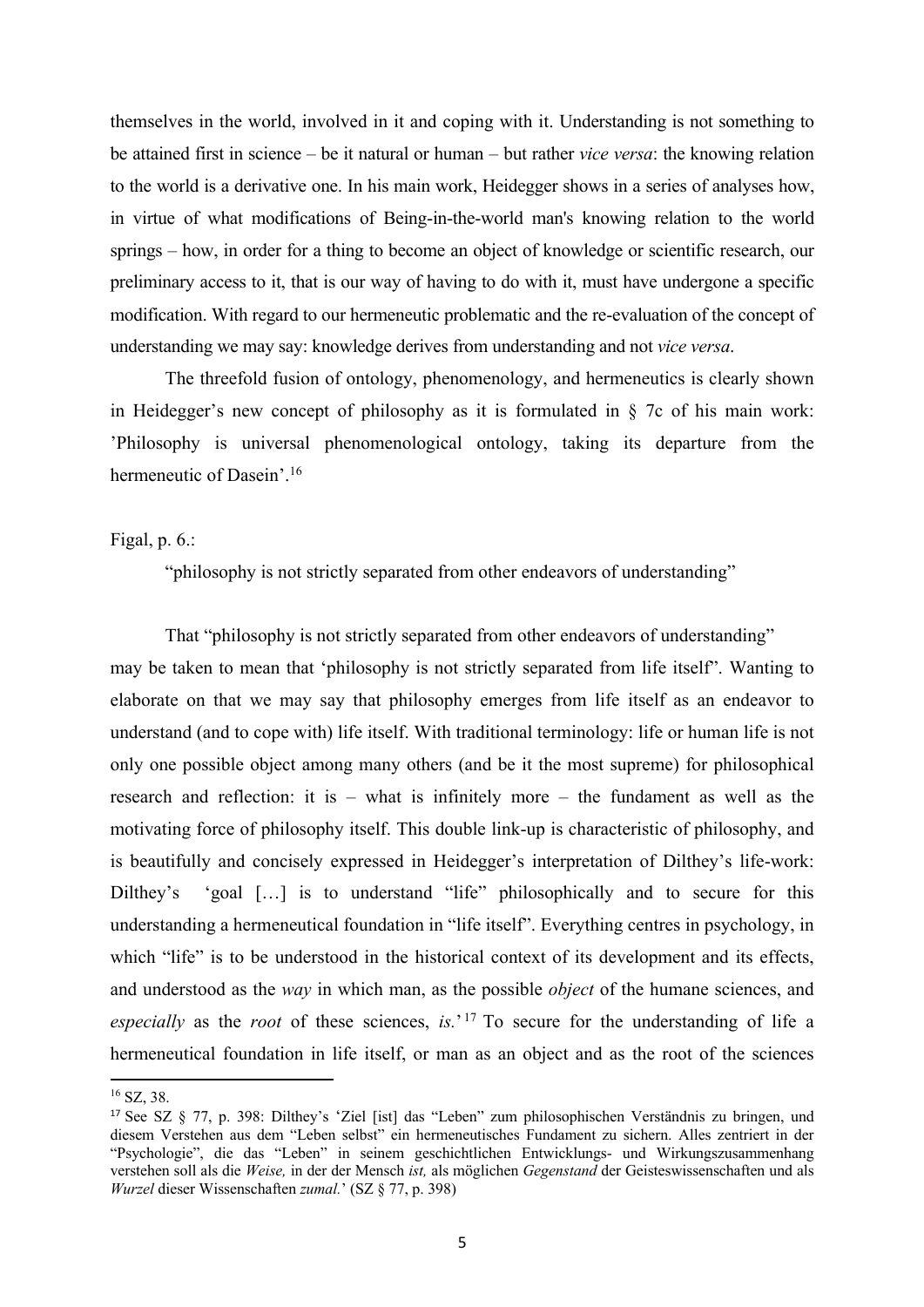themselves in the world, involved in it and coping with it. Understanding is not something to be attained first in science – be it natural or human – but rather *vice versa*: the knowing relation to the world is a derivative one. In his main work, Heidegger shows in a series of analyses how, in virtue of what modifications of Being-in-the-world man's knowing relation to the world springs – how, in order for a thing to become an object of knowledge or scientific research, our preliminary access to it, that is our way of having to do with it, must have undergone a specific modification. With regard to our hermeneutic problematic and the re-evaluation of the concept of understanding we may say: knowledge derives from understanding and not *vice versa*.

The threefold fusion of ontology, phenomenology, and hermeneutics is clearly shown in Heidegger's new concept of philosophy as it is formulated in § 7c of his main work: 'Philosophy is universal phenomenological ontology, taking its departure from the hermeneutic of Dasein'.[16]

Figal, p. 6.:

"philosophy is not strictly separated from other endeavors of understanding"

That "philosophy is not strictly separated from other endeavors of understanding" may be taken to mean that 'philosophy is not strictly separated from life itself". Wanting to elaborate on that we may say that philosophy emerges from life itself as an endeavor to understand (and to cope with) life itself. With traditional terminology: life or human life is not only one possible object among many others (and be it the most supreme) for philosophical research and reflection: it is – what is infinitely more – the fundament as well as the motivating force of philosophy itself. This double link-up is characteristic of philosophy, and is beautifully and concisely expressed in Heidegger's interpretation of Dilthey's life-work: Dilthey's 'goal […] is to understand "life" philosophically and to secure for this understanding a hermeneutical foundation in "life itself". Everything centres in psychology, in which "life" is to be understood in the historical context of its development and its effects, and understood as the *way* in which man, as the possible *object* of the humane sciences, and *especially* as the *root* of these sciences, *is*.'[17] To secure for the understanding of life a hermeneutical foundation in life itself, or man as an object and as the root of the sciences

---

[16] SZ, 38.

[17] See SZ § 77, p. 398: Dilthey's 'Ziel [ist] das "Leben" zum philosophischen Verständnis zu bringen, und diesem Verstehen aus dem "Leben selbst" ein hermeneutisches Fundament zu sichern. Alles zentriert in der "Psychologie", die das "Leben" in seinem geschichtlichen Entwicklungs- und Wirkungszusammenhang verstehen soll als die *Weise,* in der der Mensch *ist,* als möglichen *Gegenstand* der Geisteswissenschaften und als *Wurzel* dieser Wissenschaften *zumal.*' (SZ § 77, p. 398)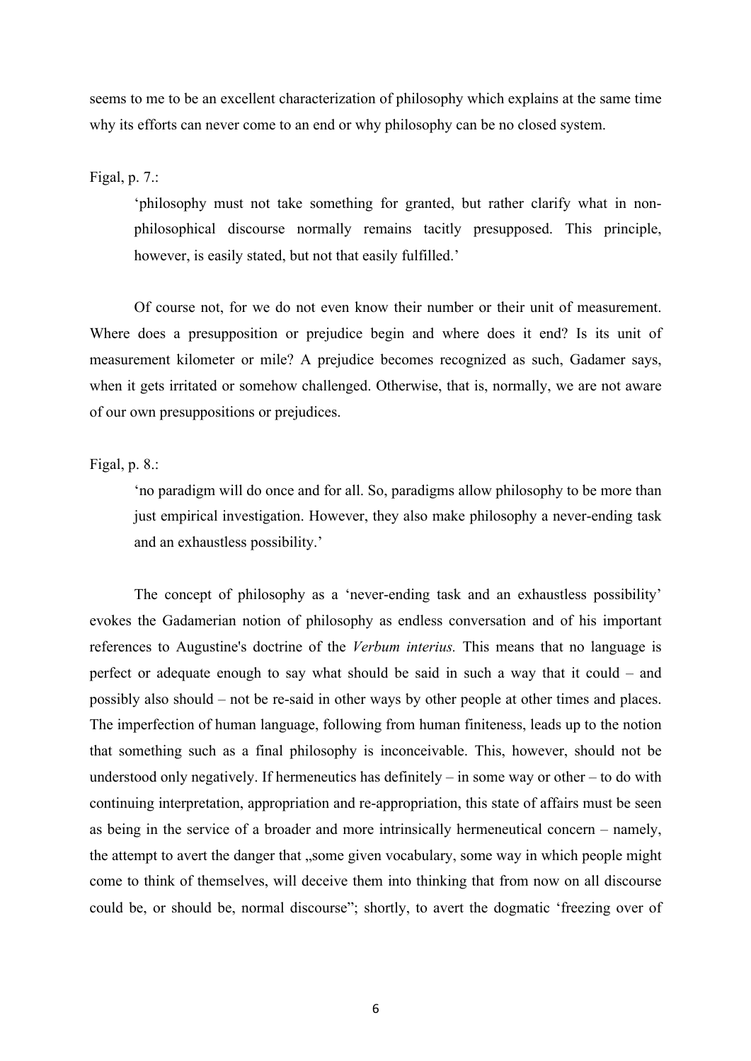seems to me to be an excellent characterization of philosophy which explains at the same time why its efforts can never come to an end or why philosophy can be no closed system.

Figal, p. 7.:

> 'philosophy must not take something for granted, but rather clarify what in non-philosophical discourse normally remains tacitly presupposed. This principle, however, is easily stated, but not that easily fulfilled.'

Of course not, for we do not even know their number or their unit of measurement. Where does a presupposition or prejudice begin and where does it end? Is its unit of measurement kilometer or mile? A prejudice becomes recognized as such, Gadamer says, when it gets irritated or somehow challenged. Otherwise, that is, normally, we are not aware of our own presuppositions or prejudices.

Figal, p. 8.:

> 'no paradigm will do once and for all. So, paradigms allow philosophy to be more than just empirical investigation. However, they also make philosophy a never-ending task and an exhaustless possibility.'

The concept of philosophy as a 'never-ending task and an exhaustless possibility' evokes the Gadamerian notion of philosophy as endless conversation and of his important references to Augustine's doctrine of the *Verbum interius.* This means that no language is perfect or adequate enough to say what should be said in such a way that it could – and possibly also should – not be re-said in other ways by other people at other times and places. The imperfection of human language, following from human finiteness, leads up to the notion that something such as a final philosophy is inconceivable. This, however, should not be understood only negatively. If hermeneutics has definitely – in some way or other – to do with continuing interpretation, appropriation and re-appropriation, this state of affairs must be seen as being in the service of a broader and more intrinsically hermeneutical concern – namely, the attempt to avert the danger that „some given vocabulary, some way in which people might come to think of themselves, will deceive them into thinking that from now on all discourse could be, or should be, normal discourse"; shortly, to avert the dogmatic 'freezing over of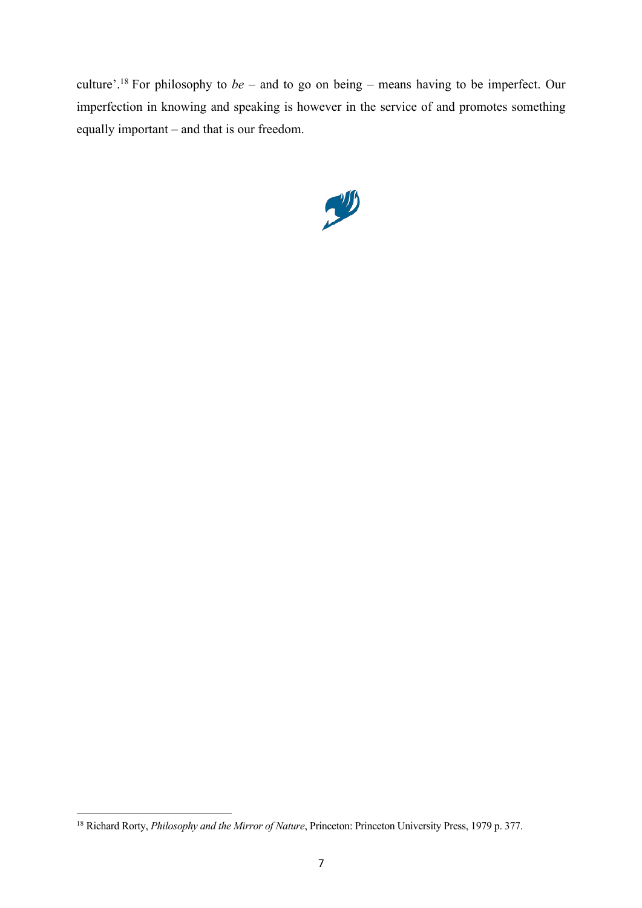culture'.[18] For philosophy to *be* – and to go on being – means having to be imperfect. Our imperfection in knowing and speaking is however in the service of and promotes something equally important – and that is our freedom.

[18] Richard Rorty, *Philosophy and the Mirror of Nature*, Princeton: Princeton University Press, 1979 p. 377.